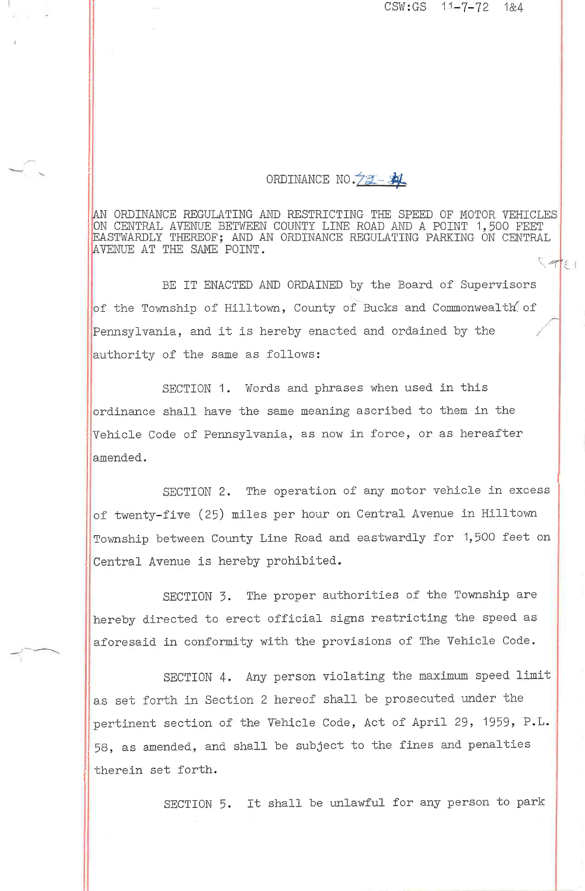CSW:GS 11-7-72 1&4

# ORDINANCE NO. 72-4

AN ORDINANCE REGULATING AND RESTRICTING THE SPEED OF MOTOR VEHICLES ON CENTRAL AVENUE BETWEEN COUNTY LINE ROAD AND A POINT 1,500 FEET EASTWARDLY THEREOF; AND AN ORDINANCE REGULATING PARKING ON CENTRAL AVENUE AT THE SAME POINT.

BE IT ENACTED AND ORDAINED by the Board of Supervisors of the Township of Hilltown, County of Bucks and Commonwealth of Pennsylvania, and it is hereby enacted and ordained by the authority of the same as follows:

SECTION 1. Words and phrases when used in this ordinance shall have the same meaning ascribed to them in the Vehicle Code of Pennsylvania, as now in force, or as hereafter amended.

SECTION 2. The operation of any motor vehicle in excess of twenty-five (25) miles per hour on Central Avenue in Hilltown Township between County Line Road and eastwardly for 1,500 feet on Central Avenue is hereby prohibited.

SECTION 3. The proper authorities of the Township are hereby directed to erect official signs restricting the speed as aforesaid in conformity with the provisions of The Vehicle Code.

SECTION 4. Any person violating the maximum speed limit as set forth in Section 2 hereof shall be prosecuted under the pertinent section of the Vehicle Code, Act of April 29, 1959, P.L. 58, as amended, and shall be subject to the fines and penalties therein set forth.

SECTION 5. It shall be unlawful for any person to park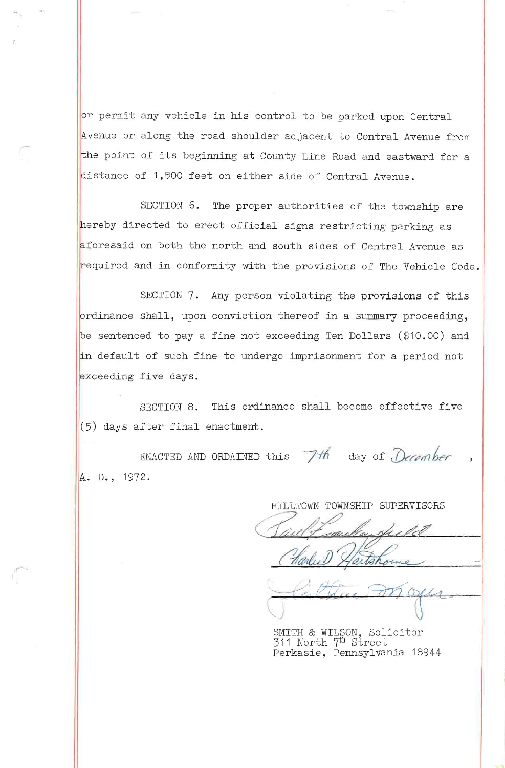or permit any vehicle in his control to be parked upon Central Avenue or along the road shoulder adjacent to Central Avenue from the point of its beginning at County Line Road and eastward for a distance of 1,500 feet on either side of Central Avenue.

SECTION 6. The proper authorities of the township are hereby directed to erect official signs restricting parking as aforesaid on both the north and south sides of Central Avenue as required and in conformity with the provisions of The Vehicle Code.

SECTION 7. Any person violating the provisions of this ordinance shall, upon conviction thereof in a summary proceeding, be sentenced to pay a fine not exceeding Ten Dollars ($10.00) and in default of such fine to undergo imprisonment for a period not exceeding five days.

SECTION 8. This ordinance shall become effective five (5) days after final enactment.

ENACTED AND ORDAINED this 7th day of December, A. D., 1972.

HILLTOWN TOWNSHIP SUPERVISORS

Paul Fauchenfield

Charles D. Hartshorne

Carlton M. Moyer

SMITH & WILSON, Solicitor
311 North 7th Street
Perkasie, Pennsylvania 18944